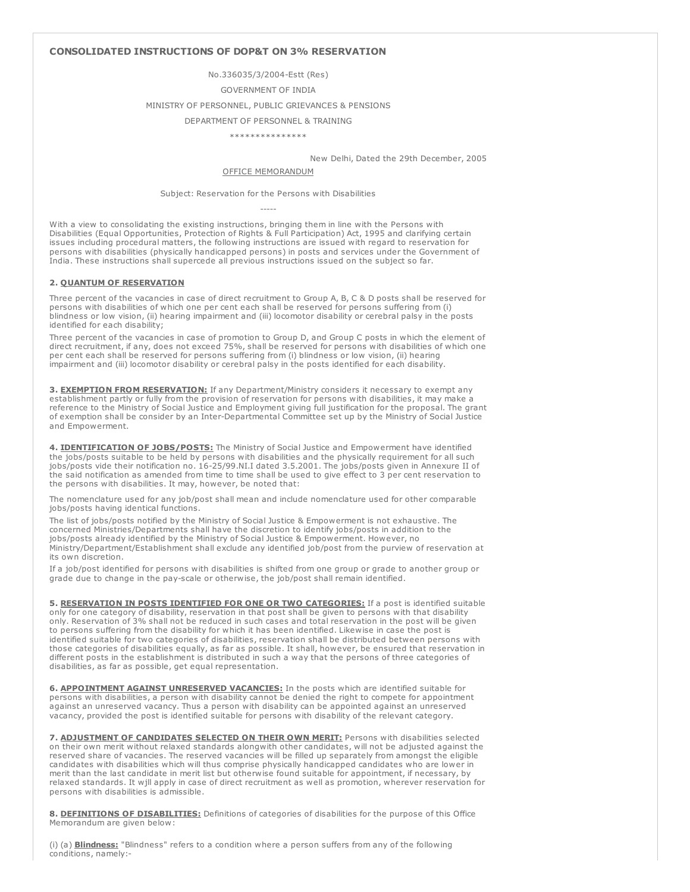# CONSOLIDATED INSTRUCTIONS OF DOP&T ON 3% RESERVATION

No.336035/3/2004-Estt (Res)

GOVERNMENT OF INDIA

MINISTRY OF PERSONNEL, PUBLIC GRIEVANCES & PENSIONS

DEPARTMENT OF PERSONNEL & TRAINING

***************

New Delhi, Dated the 29th December, 2005

OFFICE MEMORANDUM

Subject: Reservation for the Persons with Disabilities

-----

With a view to consolidating the existing instructions, bringing them in line with the Persons with Disabilities (Equal Opportunities, Protection of Rights & Full Participation) Act, 1995 and clarifying certain issues including procedural matters, the following instructions are issued with regard to reservation for persons with disabilities (physically handicapped persons) in posts and services under the Government of India. These instructions shall supercede all previous instructions issued on the subject so far.

**2. QUANTUM OF RESERVATION**

Three percent of the vacancies in case of direct recruitment to Group A, B, C & D posts shall be reserved for persons with disabilities of which one per cent each shall be reserved for persons suffering from (i) blindness or low vision, (ii) hearing impairment and (iii) locomotor disability or cerebral palsy in the posts identified for each disability;

Three percent of the vacancies in case of promotion to Group D, and Group C posts in which the element of direct recruitment, if any, does not exceed 75%, shall be reserved for persons with disabilities of which one per cent each shall be reserved for persons suffering from (i) blindness or low vision, (ii) hearing impairment and (iii) locomotor disability or cerebral palsy in the posts identified for each disability.

**3. EXEMPTION FROM RESERVATION:** If any Department/Ministry considers it necessary to exempt any establishment partly or fully from the provision of reservation for persons with disabilities, it may make a reference to the Ministry of Social Justice and Employment giving full justification for the proposal. The grant of exemption shall be consider by an Inter-Departmental Committee set up by the Ministry of Social Justice and Empowerment.

**4. IDENTIFICATION OF JOBS/POSTS:** The Ministry of Social Justice and Empowerment have identified the jobs/posts suitable to be held by persons with disabilities and the physically requirement for all such jobs/posts vide their notification no. 16-25/99.NI.I dated 3.5.2001. The jobs/posts given in Annexure II of the said notification as amended from time to time shall be used to give effect to 3 per cent reservation to the persons with disabilities. It may, however, be noted that:

The nomenclature used for any job/post shall mean and include nomenclature used for other comparable jobs/posts having identical functions.

The list of jobs/posts notified by the Ministry of Social Justice & Empowerment is not exhaustive. The concerned Ministries/Departments shall have the discretion to identify jobs/posts in addition to the jobs/posts already identified by the Ministry of Social Justice & Empowerment. However, no Ministry/Department/Establishment shall exclude any identified job/post from the purview of reservation at its own discretion.

If a job/post identified for persons with disabilities is shifted from one group or grade to another group or grade due to change in the pay-scale or otherwise, the job/post shall remain identified.

**5. RESERVATION IN POSTS IDENTIFIED FOR ONE OR TWO CATEGORIES:** If a post is identified suitable only for one category of disability, reservation in that post shall be given to persons with that disability only. Reservation of 3% shall not be reduced in such cases and total reservation in the post will be given to persons suffering from the disability for which it has been identified. Likewise in case the post is identified suitable for two categories of disabilities, reservation shall be distributed between persons with those categories of disabilities equally, as far as possible. It shall, however, be ensured that reservation in different posts in the establishment is distributed in such a way that the persons of three categories of disabilities, as far as possible, get equal representation.

**6. APPOINTMENT AGAINST UNRESERVED VACANCIES:** In the posts which are identified suitable for persons with disabilities, a person with disability cannot be denied the right to compete for appointment against an unreserved vacancy. Thus a person with disability can be appointed against an unreserved vacancy, provided the post is identified suitable for persons with disability of the relevant category.

**7. ADJUSTMENT OF CANDIDATES SELECTED ON THEIR OWN MERIT:** Persons with disabilities selected on their own merit without relaxed standards alongwith other candidates, will not be adjusted against the reserved share of vacancies. The reserved vacancies will be filled up separately from amongst the eligible candidates with disabilities which will thus comprise physically handicapped candidates who are lower in merit than the last candidate in merit list but otherwise found suitable for appointment, if necessary, by relaxed standards. It wjll apply in case of direct recruitment as well as promotion, wherever reservation for persons with disabilities is admissible.

**8. DEFINITIONS OF DISABILITIES:** Definitions of categories of disabilities for the purpose of this Office Memorandum are given below:

(i) (a) **Blindness:** "Blindness" refers to a condition where a person suffers from any of the following conditions, namely:-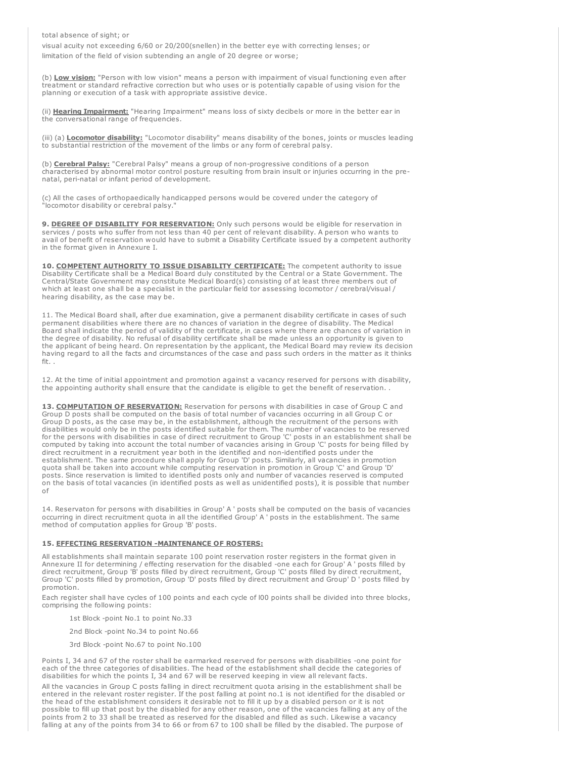total absence of sight; or

visual acuity not exceeding 6/60 or 20/200(snellen) in the better eye with correcting lenses; or

limitation of the field of vision subtending an angle of 20 degree or worse;

(b) **Low vision:** "Person with low vision" means a person with impairment of visual functioning even after treatment or standard refractive correction but who uses or is potentially capable of using vision for the planning or execution of a task with appropriate assistive device.

(ii) **Hearing Impairment:** "Hearing Impairment" means loss of sixty decibels or more in the better ear in the conversational range of frequencies.

(iii) (a) **Locomotor disability:** "Locomotor disability" means disability of the bones, joints or muscles leading to substantial restriction of the movement of the limbs or any form of cerebral palsy.

(b) **Cerebral Palsy:** "Cerebral Palsy" means a group of non-progressive conditions of a person characterised by abnormal motor control posture resulting from brain insult or injuries occurring in the pre-natal, peri-natal or infant period of development.

(c) All the cases of orthopaedically handicapped persons would be covered under the category of "locomotor disability or cerebral palsy."

**9. DEGREE OF DISABILITY FOR RESERVATION:** Only such persons would be eligible for reservation in services / posts who suffer from not less than 40 per cent of relevant disability. A person who wants to avail of benefit of reservation would have to submit a Disability Certificate issued by a competent authority in the format given in Annexure I.

**10. COMPETENT AUTHORITY TO ISSUE DISABILITY CERTIFICATE:** The competent authority to issue Disability Certificate shall be a Medical Board duly constituted by the Central or a State Government. The Central/State Government may constitute Medical Board(s) consisting of at least three members out of which at least one shall be a specialist in the particular field tor assessing locomotor / cerebral/visual / hearing disability, as the case may be.

11. The Medical Board shall, after due examination, give a permanent disability certificate in cases of such permanent disabilities where there are no chances of variation in the degree of disability. The Medical Board shall indicate the period of validity of the certificate, in cases where there are chances of variation in the degree of disability. No refusal of disability certificate shall be made unless an opportunity is given to the applicant of being heard. On representation by the applicant, the Medical Board may review its decision having regard to all the facts and circumstances of the case and pass such orders in the matter as it thinks fit. .

12. At the time of initial appointment and promotion against a vacancy reserved for persons with disability, the appointing authority shall ensure that the candidate is eligible to get the benefit of reservation. .

**13. COMPUTATION OF RESERVATION:** Reservation for persons with disabilities in case of Group C and Group D posts shall be computed on the basis of total number of vacancies occurring in all Group C or Group D posts, as the case may be, in the establishment, although the recruitment of the persons with disabilities would only be in the posts identified suitable for them. The number of vacancies to be reserved for the persons with disabilities in case of direct recruitment to Group 'C' posts in an establishment shall be computed by taking into account the total number of vacancies arising in Group 'C' posts for being filled by direct recruitment in a recruitment year both in the identified and non-identified posts under the establishment. The same procedure shall apply for Group 'D' posts. Similarly, all vacancies in promotion quota shall be taken into account while computing reservation in promotion in Group 'C' and Group 'D' posts. Since reservation is limited to identified posts only and number of vacancies reserved is computed on the basis of total vacancies (in identified posts as well as unidentified posts), it is possible that number of

14. Reservaton for persons with disabilities in Group' A ' posts shall be computed on the basis of vacancies occurring in direct recruitment quota in all the identified Group' A ' posts in the establishment. The same method of computation applies for Group 'B' posts.

**15. EFFECTING RESERVATION -MAINTENANCE OF ROSTERS:**

All establishments shall maintain separate 100 point reservation roster registers in the format given in Annexure II for determining / effecting reservation for the disabled -one each for Group' A ' posts filled by direct recruitment, Group 'B' posts filled by direct recruitment, Group 'C' posts filled by direct recruitment, Group 'C' posts filled by promotion, Group 'D' posts filled by direct recruitment and Group' D ' posts filled by promotion.

Each register shall have cycles of 100 points and each cycle of l00 points shall be divided into three blocks, comprising the following points:

- 1st Block -point No.1 to point No.33
- 2nd Block -point No.34 to point No.66
- 3rd Block -point No.67 to point No.100

Points I, 34 and 67 of the roster shall be earmarked reserved for persons with disabilities -one point for each of the three categories of disabilities. The head of the establishment shall decide the categories of disabilities for which the points I, 34 and 67 will be reserved keeping in view all relevant facts.

All the vacancies in Group C posts falling in direct recruitment quota arising in the establishment shall be entered in the relevant roster register. If the post falling at point no.1 is not identified for the disabled or the head of the establishment considers it desirable not to fill it up by a disabled person or it is not possible to fill up that post by the disabled for any other reason, one of the vacancies falling at any of the points from 2 to 33 shall be treated as reserved for the disabled and filled as such. Likewise a vacancy falling at any of the points from 34 to 66 or from 67 to 100 shall be filled by the disabled. The purpose of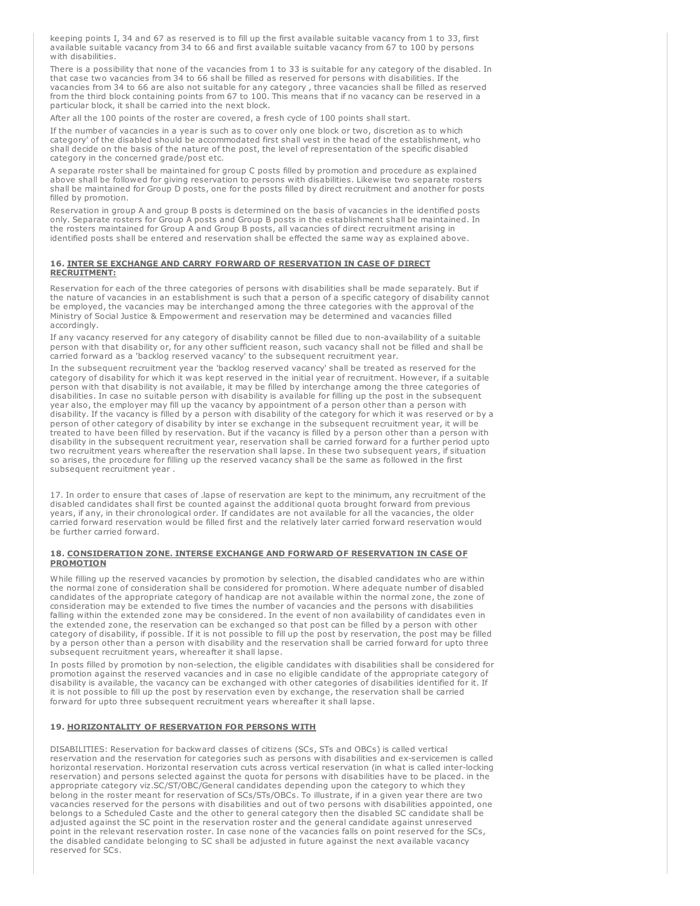keeping points I, 34 and 67 as reserved is to fill up the first available suitable vacancy from 1 to 33, first available suitable vacancy from 34 to 66 and first available suitable vacancy from 67 to 100 by persons with disabilities.

There is a possibility that none of the vacancies from 1 to 33 is suitable for any category of the disabled. In that case two vacancies from 34 to 66 shall be filled as reserved for persons with disabilities. If the vacancies from 34 to 66 are also not suitable for any category , three vacancies shall be filled as reserved from the third block containing points from 67 to 100. This means that if no vacancy can be reserved in a particular block, it shall be carried into the next block.

After all the 100 points of the roster are covered, a fresh cycle of 100 points shall start.

If the number of vacancies in a year is such as to cover only one block or two, discretion as to which category' of the disabled should be accommodated first shall vest in the head of the establishment, who shall decide on the basis of the nature of the post, the level of representation of the specific disabled category in the concerned grade/post etc.

A separate roster shall be maintained for group C posts filled by promotion and procedure as explained above shall be followed for giving reservation to persons with disabilities. Likewise two separate rosters shall be maintained for Group D posts, one for the posts filled by direct recruitment and another for posts filled by promotion.

Reservation in group A and group B posts is determined on the basis of vacancies in the identified posts only. Separate rosters for Group A posts and Group B posts in the establishment shall be maintained. In the rosters maintained for Group A and Group B posts, all vacancies of direct recruitment arising in identified posts shall be entered and reservation shall be effected the same way as explained above.

#### 16. INTER SE EXCHANGE AND CARRY FORWARD OF RESERVATION IN CASE OF DIRECT RECRUITMENT:

Reservation for each of the three categories of persons with disabilities shall be made separately. But if the nature of vacancies in an establishment is such that a person of a specific category of disability cannot be employed, the vacancies may be interchanged among the three categories with the approval of the Ministry of Social Justice & Empowerment and reservation may be determined and vacancies filled accordingly.

If any vacancy reserved for any category of disability cannot be filled due to non-availability of a suitable person with that disability or, for any other sufficient reason, such vacancy shall not be filled and shall be carried forward as a 'backlog reserved vacancy' to the subsequent recruitment year.

In the subsequent recruitment year the 'backlog reserved vacancy' shall be treated as reserved for the category of disability for which it was kept reserved in the initial year of recruitment. However, if a suitable person with that disability is not available, it may be filled by interchange among the three categories of disabilities. In case no suitable person with disability is available for filling up the post in the subsequent year also, the employer may fill up the vacancy by appointment of a person other than a person with disability. If the vacancy is filled by a person with disability of the category for which it was reserved or by a person of other category of disability by inter se exchange in the subsequent recruitment year, it will be treated to have been filled by reservation. But if the vacancy is filled by a person other than a person with disability in the subsequent recruitment year, reservation shall be carried forward for a further period upto two recruitment years whereafter the reservation shall lapse. In these two subsequent years, if situation so arises, the procedure for filling up the reserved vacancy shall be the same as followed in the first subsequent recruitment year .

17. In order to ensure that cases of .lapse of reservation are kept to the minimum, any recruitment of the disabled candidates shall first be counted against the additional quota brought forward from previous years, if any, in their chronological order. If candidates are not available for all the vacancies, the older carried forward reservation would be filled first and the relatively later carried forward reservation would be further carried forward.

#### 18. CONSIDERATION ZONE. INTERSE EXCHANGE AND FORWARD OF RESERVATION IN CASE OF PROMOTION

While filling up the reserved vacancies by promotion by selection, the disabled candidates who are within the normal zone of consideration shall be considered for promotion. Where adequate number of disabled candidates of the appropriate category of handicap are not available within the normal zone, the zone of consideration may be extended to five times the number of vacancies and the persons with disabilities falling within the extended zone may be considered. In the event of non availability of candidates even in the extended zone, the reservation can be exchanged so that post can be filled by a person with other category of disability, if possible. If it is not possible to fill up the post by reservation, the post may be filled by a person other than a person with disability and the reservation shall be carried forward for upto three subsequent recruitment years, whereafter it shall lapse.

In posts filled by promotion by non-selection, the eligible candidates with disabilities shall be considered for promotion against the reserved vacancies and in case no eligible candidate of the appropriate category of disability is available, the vacancy can be exchanged with other categories of disabilities identified for it. If it is not possible to fill up the post by reservation even by exchange, the reservation shall be carried forward for upto three subsequent recruitment years whereafter it shall lapse.

#### 19. HORIZONTALITY OF RESERVATION FOR PERSONS WITH

DISABILITIES: Reservation for backward classes of citizens (SCs, STs and OBCs) is called vertical reservation and the reservation for categories such as persons with disabilities and ex-servicemen is called horizontal reservation. Horizontal reservation cuts across vertical reservation (in what is called inter-locking reservation) and persons selected against the quota for persons with disabilities have to be placed. in the appropriate category viz.SC/ST/OBC/General candidates depending upon the category to which they belong in the roster meant for reservation of SCs/STs/OBCs. To illustrate, if in a given year there are two vacancies reserved for the persons with disabilities and out of two persons with disabilities appointed, one belongs to a Scheduled Caste and the other to general category then the disabled SC candidate shall be adjusted against the SC point in the reservation roster and the general candidate against unreserved point in the relevant reservation roster. In case none of the vacancies falls on point reserved for the SCs, the disabled candidate belonging to SC shall be adjusted in future against the next available vacancy reserved for SCs.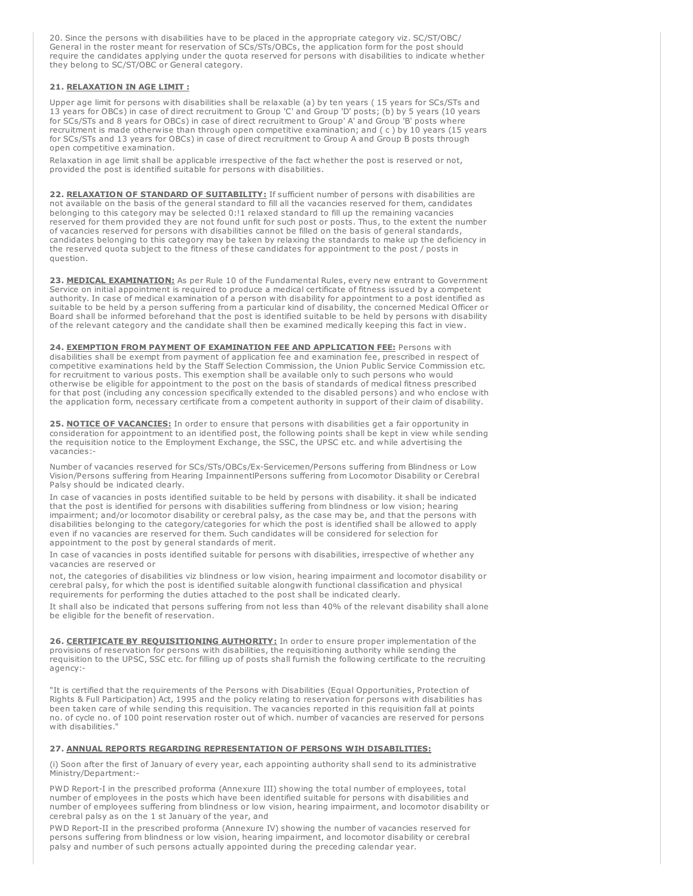20. Since the persons with disabilities have to be placed in the appropriate category viz. SC/ST/OBC/ General in the roster meant for reservation of SCs/STs/OBCs, the application form for the post should require the candidates applying under the quota reserved for persons with disabilities to indicate whether they belong to SC/ST/OBC or General category.

**21. RELAXATION IN AGE LIMIT :**

Upper age limit for persons with disabilities shall be relaxable (a) by ten years ( 15 years for SCs/STs and 13 years for OBCs) in case of direct recruitment to Group 'C' and Group 'D' posts; (b) by 5 years (10 years for SCs/STs and 8 years for OBCs) in case of direct recruitment to Group' A' and Group 'B' posts where recruitment is made otherwise than through open competitive examination; and ( c ) by 10 years (15 years for SCs/STs and 13 years for OBCs) in case of direct recruitment to Group A and Group B posts through open competitive examination.

Relaxation in age limit shall be applicable irrespective of the fact whether the post is reserved or not, provided the post is identified suitable for persons with disabilities.

**22. RELAXATION OF STANDARD OF SUITABILITY:** If sufficient number of persons with disabilities are not available on the basis of the general standard to fill all the vacancies reserved for them, candidates belonging to this category may be selected 0:!1 relaxed standard to fill up the remaining vacancies reserved for them provided they are not found unfit for such post or posts. Thus, to the extent the number of vacancies reserved for persons with disabilities cannot be filled on the basis of general standards, candidates belonging to this category may be taken by relaxing the standards to make up the deficiency in the reserved quota subject to the fitness of these candidates for appointment to the post / posts in question.

**23. MEDICAL EXAMINATION:** As per Rule 10 of the Fundamental Rules, every new entrant to Government Service on initial appointment is required to produce a medical certificate of fitness issued by a competent authority. In case of medical examination of a person with disability for appointment to a post identified as suitable to be held by a person suffering from a particular kind of disability, the concerned Medical Officer or Board shall be informed beforehand that the post is identified suitable to be held by persons with disability of the relevant category and the candidate shall then be examined medically keeping this fact in view.

**24. EXEMPTION FROM PAYMENT OF EXAMINATION FEE AND APPLICATION FEE:** Persons with disabilities shall be exempt from payment of application fee and examination fee, prescribed in respect of competitive examinations held by the Staff Selection Commission, the Union Public Service Commission etc. for recruitment to various posts. This exemption shall be available only to such persons who would otherwise be eligible for appointment to the post on the basis of standards of medical fitness prescribed for that post (including any concession specifically extended to the disabled persons) and who enclose with the application form, necessary certificate from a competent authority in support of their claim of disability.

**25. NOTICE OF VACANCIES:** In order to ensure that persons with disabilities get a fair opportunity in consideration for appointment to an identified post, the following points shall be kept in view while sending the requisition notice to the Employment Exchange, the SSC, the UPSC etc. and while advertising the vacancies:-

Number of vacancies reserved for SCs/STs/OBCs/Ex-Servicemen/Persons suffering from Blindness or Low Vision/Persons suffering from Hearing ImpainnentlPersons suffering from Locomotor Disability or Cerebral Palsy should be indicated clearly.

In case of vacancies in posts identified suitable to be held by persons with disability. it shall be indicated that the post is identified for persons with disabilities suffering from blindness or low vision; hearing impairment; and/or locomotor disability or cerebral palsy, as the case may be, and that the persons with disabilities belonging to the category/categories for which the post is identified shall be allowed to apply even if no vacancies are reserved for them. Such candidates will be considered for selection for appointment to the post by general standards of merit.

In case of vacancies in posts identified suitable for persons with disabilities, irrespective of whether any vacancies are reserved or

not, the categories of disabilities viz blindness or low vision, hearing impairment and locomotor disability or cerebral palsy, for which the post is identified suitable alongwith functional classification and physical requirements for performing the duties attached to the post shall be indicated clearly.

It shall also be indicated that persons suffering from not less than 40% of the relevant disability shall alone be eligible for the benefit of reservation.

**26. CERTIFICATE BY REQUISITIONING AUTHORITY:** In order to ensure proper implementation of the provisions of reservation for persons with disabilities, the requisitioning authority while sending the requisition to the UPSC, SSC etc. for filling up of posts shall furnish the following certificate to the recruiting agency:-

"It is certified that the requirements of the Persons with Disabilities (Equal Opportunities, Protection of Rights & Full Participation) Act, 1995 and the policy relating to reservation for persons with disabilities has been taken care of while sending this requisition. The vacancies reported in this requisition fall at points no. of cycle no. of 100 point reservation roster out of which. number of vacancies are reserved for persons with disabilities."

**27. ANNUAL REPORTS REGARDING REPRESENTATION OF PERSONS WIH DISABILITIES:**

(i) Soon after the first of January of every year, each appointing authority shall send to its administrative Ministry/Department:-

PWD Report-I in the prescribed proforma (Annexure III) showing the total number of employees, total number of employees in the posts which have been identified suitable for persons with disabilities and number of employees suffering from blindness or low vision, hearing impairment, and locomotor disability or cerebral palsy as on the 1 st January of the year, and

PWD Report-II in the prescribed proforma (Annexure IV) showing the number of vacancies reserved for persons suffering from blindness or low vision, hearing impairment, and locomotor disability or cerebral palsy and number of such persons actually appointed during the preceding calendar year.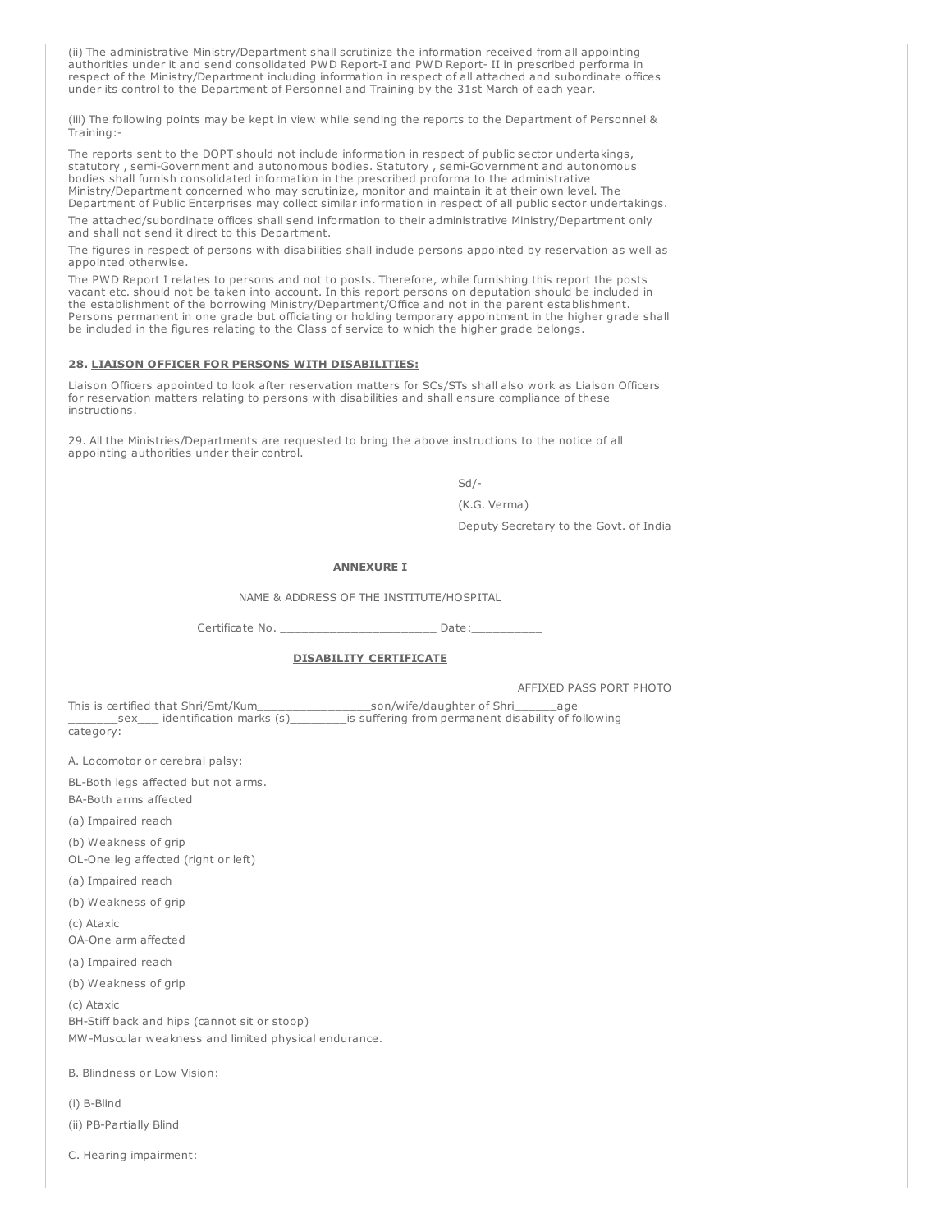(ii) The administrative Ministry/Department shall scrutinize the information received from all appointing authorities under it and send consolidated PWD Report-I and PWD Report- II in prescribed performa in respect of the Ministry/Department including information in respect of all attached and subordinate offices under its control to the Department of Personnel and Training by the 31st March of each year.

(iii) The following points may be kept in view while sending the reports to the Department of Personnel & Training:-

The reports sent to the DOPT should not include information in respect of public sector undertakings, statutory , semi-Government and autonomous bodies. Statutory , semi-Government and autonomous bodies shall furnish consolidated information in the prescribed proforma to the administrative Ministry/Department concerned who may scrutinize, monitor and maintain it at their own level. The Department of Public Enterprises may collect similar information in respect of all public sector undertakings.

The attached/subordinate offices shall send information to their administrative Ministry/Department only and shall not send it direct to this Department.

The figures in respect of persons with disabilities shall include persons appointed by reservation as well as appointed otherwise.

The PWD Report I relates to persons and not to posts. Therefore, while furnishing this report the posts vacant etc. should not be taken into account. In this report persons on deputation should be included in the establishment of the borrowing Ministry/Department/Office and not in the parent establishment. Persons permanent in one grade but officiating or holding temporary appointment in the higher grade shall be included in the figures relating to the Class of service to which the higher grade belongs.

**28. LIAISON OFFICER FOR PERSONS WITH DISABILITIES:**

Liaison Officers appointed to look after reservation matters for SCs/STs shall also work as Liaison Officers for reservation matters relating to persons with disabilities and shall ensure compliance of these instructions.

29. All the Ministries/Departments are requested to bring the above instructions to the notice of all appointing authorities under their control.

Sd/-

(K.G. Verma)

Deputy Secretary to the Govt. of India

**ANNEXURE I**

NAME & ADDRESS OF THE INSTITUTE/HOSPITAL

Certificate No. ______________________ Date:__________

**DISABILITY CERTIFICATE**

AFFIXED PASS PORT PHOTO

This is certified that Shri/Smt/Kum________________son/wife/daughter of Shri______age _______sex___ identification marks (s)________is suffering from permanent disability of following category:

A. Locomotor or cerebral palsy:

BL-Both legs affected but not arms.

BA-Both arms affected

(a) Impaired reach

(b) Weakness of grip

OL-One leg affected (right or left)

(a) Impaired reach

(b) Weakness of grip

(c) Ataxic

OA-One arm affected

(a) Impaired reach

(b) Weakness of grip

(c) Ataxic

BH-Stiff back and hips (cannot sit or stoop)

MW-Muscular weakness and limited physical endurance.

B. Blindness or Low Vision:

(i) B-Blind

(ii) PB-Partially Blind

C. Hearing impairment: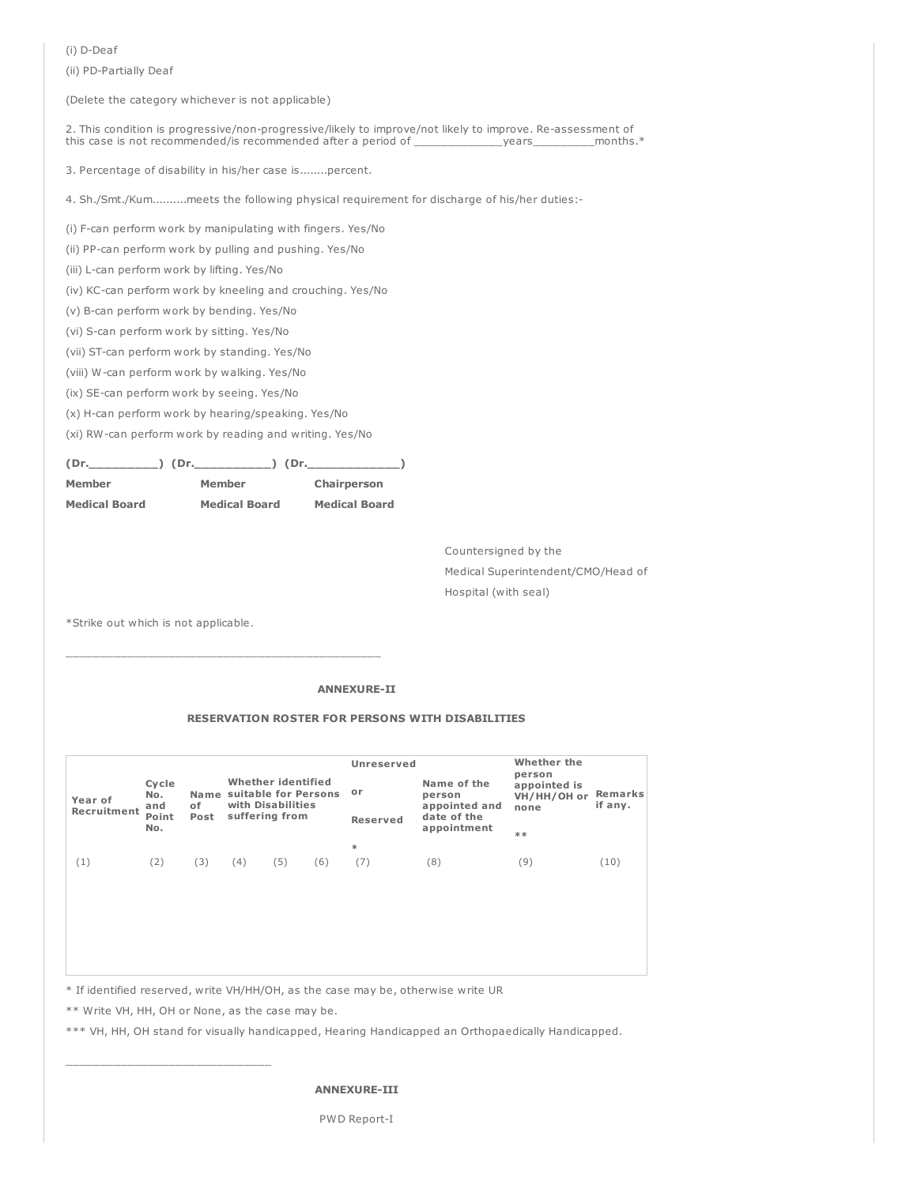(i) D-Deaf

(ii) PD-Partially Deaf

(Delete the category whichever is not applicable)

2. This condition is progressive/non-progressive/likely to improve/not likely to improve. Re-assessment of this case is not recommended/is recommended after a period of _____________years_________months.*

3. Percentage of disability in his/her case is........percent.

4. Sh./Smt./Kum..........meets the following physical requirement for discharge of his/her duties:-

(i) F-can perform work by manipulating with fingers. Yes/No

(ii) PP-can perform work by pulling and pushing. Yes/No

(iii) L-can perform work by lifting. Yes/No

(iv) KC-can perform work by kneeling and crouching. Yes/No

(v) B-can perform work by bending. Yes/No

(vi) S-can perform work by sitting. Yes/No

(vii) ST-can perform work by standing. Yes/No

(viii) W-can perform work by walking. Yes/No

(ix) SE-can perform work by seeing. Yes/No

(x) H-can perform work by hearing/speaking. Yes/No

(xi) RW-can perform work by reading and writing. Yes/No

| **(Dr.__________)** | **(Dr.___________)** | **(Dr._____________)** |
|---|---|---|
| **Member** | **Member** | **Chairperson** |
| **Medical Board** | **Medical Board** | **Medical Board** |

Countersigned by the

Medical Superintendent/CMO/Head of

Hospital (with seal)

*Strike out which is not applicable.

---

**ANNEXURE-II**

**RESERVATION ROSTER FOR PERSONS WITH DISABILITIES**

| Year of Recruitment | Cycle No. and Point No. | Name of Post | Whether identified suitable for Persons with Disabilities suffering from | | | Unreserved or Reserved * | Name of the person appointed and date of the appointment | Whether the person appointed is VH/HH/OH or none ** | Remarks if any. |
|---|---|---|---|---|---|---|---|---|---|
| (1) | (2) | (3) | (4) | (5) | (6) | (7) | (8) | (9) | (10) |
| | | | | | | | | | |

* If identified reserved, write VH/HH/OH, as the case may be, otherwise write UR

** Write VH, HH, OH or None, as the case may be.

*** VH, HH, OH stand for visually handicapped, Hearing Handicapped an Orthopaedically Handicapped.

---

**ANNEXURE-III**

PWD Report-I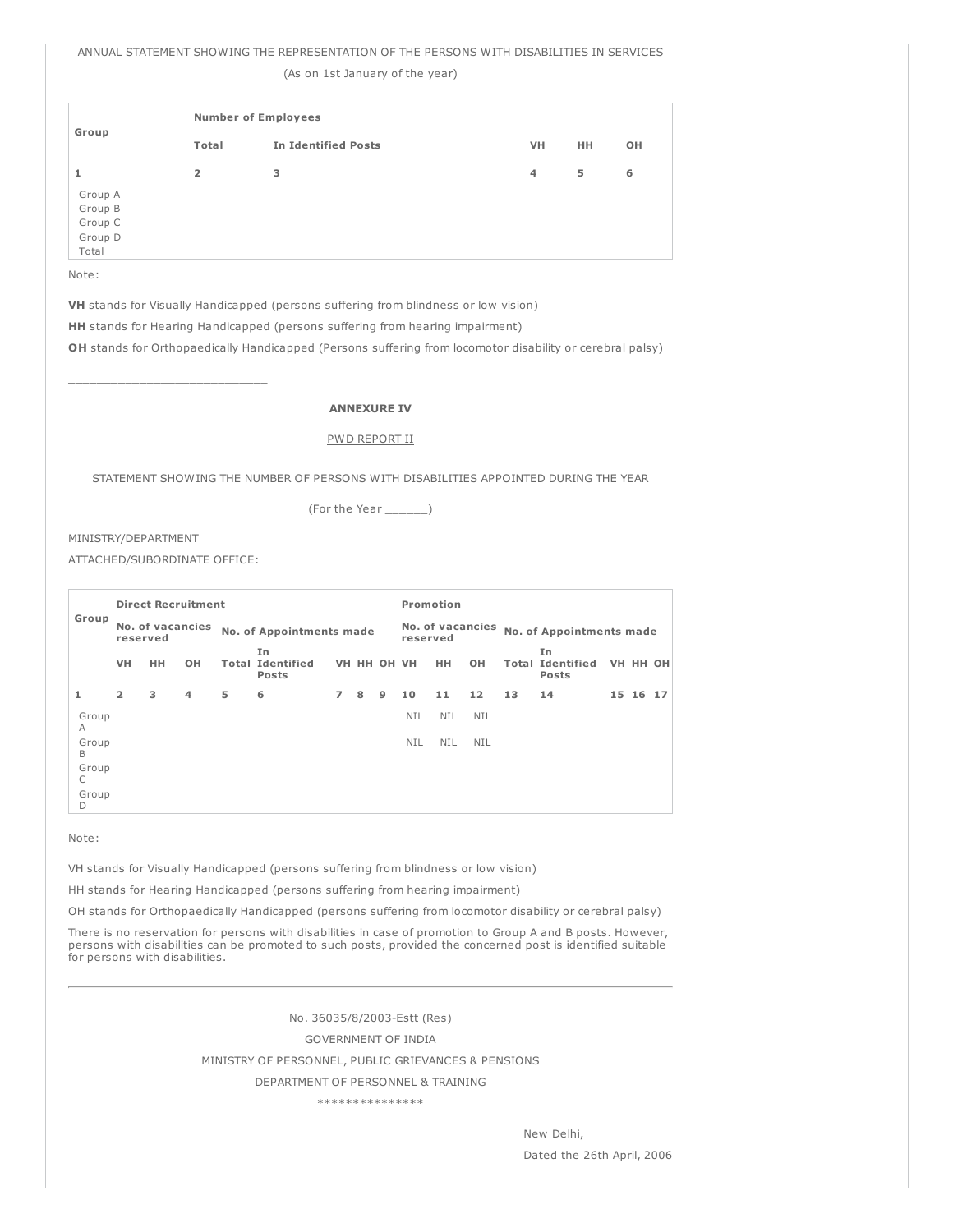ANNUAL STATEMENT SHOWING THE REPRESENTATION OF THE PERSONS WITH DISABILITIES IN SERVICES

(As on 1st January of the year)

| Group | Number of Employees | | | | |
|---|---|---|---|---|---|
| | Total | In Identified Posts | VH | HH | OH |
| 1 | 2 | 3 | 4 | 5 | 6 |
| Group A | | | | | |
| Group B | | | | | |
| Group C | | | | | |
| Group D | | | | | |
| Total | | | | | |

Note:

**VH** stands for Visually Handicapped (persons suffering from blindness or low vision)

**HH** stands for Hearing Handicapped (persons suffering from hearing impairment)

**OH** stands for Orthopaedically Handicapped (Persons suffering from locomotor disability or cerebral palsy)

---

**ANNEXURE IV**

PWD REPORT II

STATEMENT SHOWING THE NUMBER OF PERSONS WITH DISABILITIES APPOINTED DURING THE YEAR

(For the Year ______)

MINISTRY/DEPARTMENT

ATTACHED/SUBORDINATE OFFICE:

| Group | Direct Recruitment | | | | | | | | Promotion | | | | | | | |
|---|---|---|---|---|---|---|---|---|---|---|---|---|---|---|---|---|
| | No. of vacancies reserved | | | No. of Appointments made | | | | | No. of vacancies reserved | | | No. of Appointments made | | | | |
| | VH | HH | OH | Total | In Identified Posts | VH | HH | OH | VH | HH | OH | Total | In Identified Posts | VH | HH | OH |
| 1 | 2 | 3 | 4 | 5 | 6 | 7 | 8 | 9 | 10 | 11 | 12 | 13 | 14 | 15 | 16 | 17 |
| Group A | | | | | | | | | NIL | NIL | NIL | | | | | |
| Group B | | | | | | | | | NIL | NIL | NIL | | | | | |
| Group C | | | | | | | | | | | | | | | | |
| Group D | | | | | | | | | | | | | | | | |

Note:

VH stands for Visually Handicapped (persons suffering from blindness or low vision)

HH stands for Hearing Handicapped (persons suffering from hearing impairment)

OH stands for Orthopaedically Handicapped (persons suffering from locomotor disability or cerebral palsy)

There is no reservation for persons with disabilities in case of promotion to Group A and B posts. However, persons with disabilities can be promoted to such posts, provided the concerned post is identified suitable for persons with disabilities.

---

No. 36035/8/2003-Estt (Res)

GOVERNMENT OF INDIA

MINISTRY OF PERSONNEL, PUBLIC GRIEVANCES & PENSIONS

DEPARTMENT OF PERSONNEL & TRAINING

***************

New Delhi,

Dated the 26th April, 2006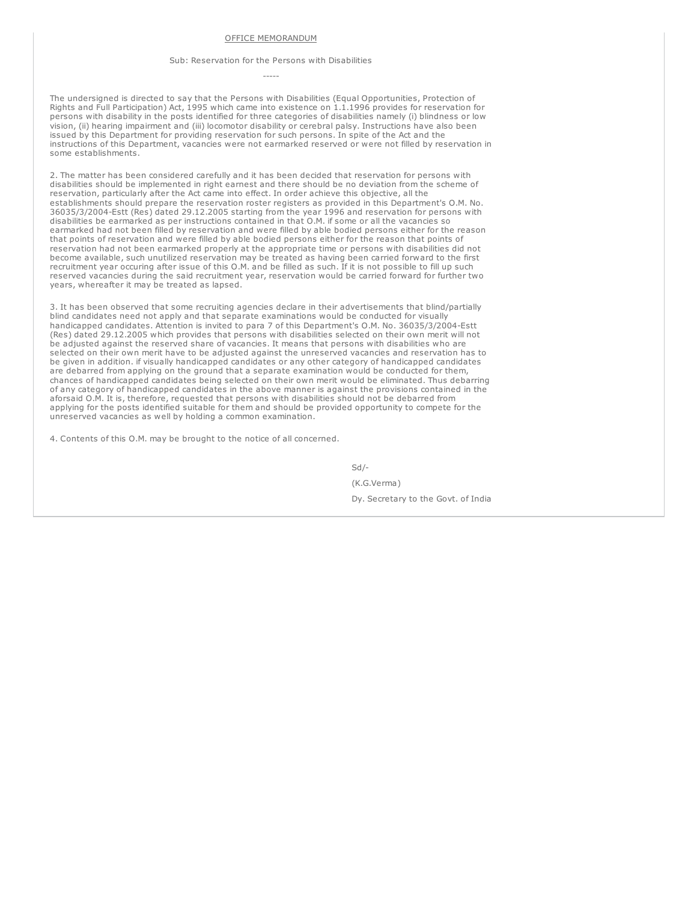OFFICE MEMORANDUM

Sub: Reservation for the Persons with Disabilities

-----

The undersigned is directed to say that the Persons with Disabilities (Equal Opportunities, Protection of Rights and Full Participation) Act, 1995 which came into existence on 1.1.1996 provides for reservation for persons with disability in the posts identified for three categories of disabilities namely (i) blindness or low vision, (ii) hearing impairment and (iii) locomotor disability or cerebral palsy. Instructions have also been issued by this Department for providing reservation for such persons. In spite of the Act and the instructions of this Department, vacancies were not earmarked reserved or were not filled by reservation in some establishments.

2. The matter has been considered carefully and it has been decided that reservation for persons with disabilities should be implemented in right earnest and there should be no deviation from the scheme of reservation, particularly after the Act came into effect. In order achieve this objective, all the establishments should prepare the reservation roster registers as provided in this Department's O.M. No. 36035/3/2004-Estt (Res) dated 29.12.2005 starting from the year 1996 and reservation for persons with disabilities be earmarked as per instructions contained in that O.M. if some or all the vacancies so earmarked had not been filled by reservation and were filled by able bodied persons either for the reason that points of reservation and were filled by able bodied persons either for the reason that points of reservation had not been earmarked properly at the appropriate time or persons with disabilities did not become available, such unutilized reservation may be treated as having been carried forward to the first recruitment year occuring after issue of this O.M. and be filled as such. If it is not possible to fill up such reserved vacancies during the said recruitment year, reservation would be carried forward for further two years, whereafter it may be treated as lapsed.

3. It has been observed that some recruiting agencies declare in their advertisements that blind/partially blind candidates need not apply and that separate examinations would be conducted for visually handicapped candidates. Attention is invited to para 7 of this Department's O.M. No. 36035/3/2004-Estt (Res) dated 29.12.2005 which provides that persons with disabilities selected on their own merit will not be adjusted against the reserved share of vacancies. It means that persons with disabilities who are selected on their own merit have to be adjusted against the unreserved vacancies and reservation has to be given in addition. if visually handicapped candidates or any other category of handicapped candidates are debarred from applying on the ground that a separate examination would be conducted for them, chances of handicapped candidates being selected on their own merit would be eliminated. Thus debarring of any category of handicapped candidates in the above manner is against the provisions contained in the aforsaid O.M. It is, therefore, requested that persons with disabilities should not be debarred from applying for the posts identified suitable for them and should be provided opportunity to compete for the unreserved vacancies as well by holding a common examination.

4. Contents of this O.M. may be brought to the notice of all concerned.

Sd/-

(K.G.Verma)

Dy. Secretary to the Govt. of India